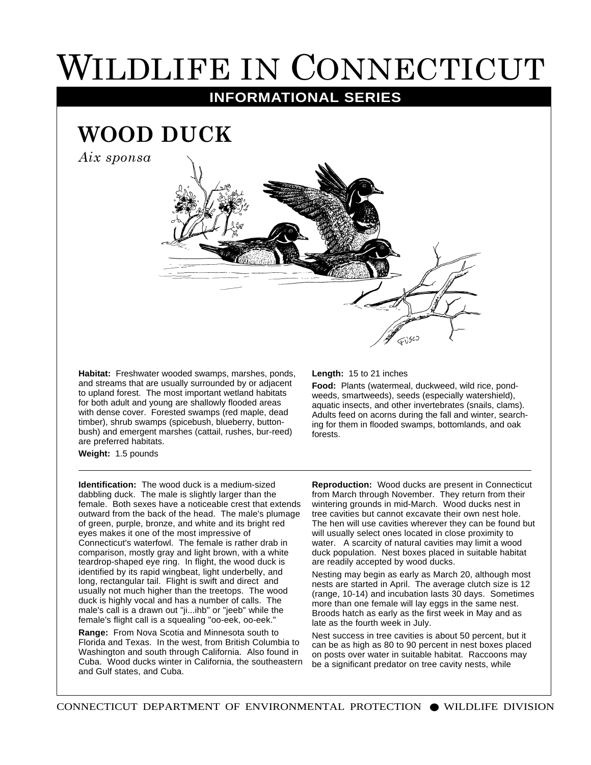# Wildlife in Connecticut

**INFORMATIONAL SERIES**

## WOOD DUCK

*Aix sponsa*

**Habitat:** Freshwater wooded swamps, marshes, ponds, and streams that are usually surrounded by or adjacent to upland forest. The most important wetland habitats for both adult and young are shallowly flooded areas with dense cover. Forested swamps (red maple, dead timber), shrub swamps (spicebush, blueberry, buttonbush) and emergent marshes (cattail, rushes, bur-reed) are preferred habitats.

**Weight:** 1.5 pounds

**Length:** 15 to 21 inches

**Food:** Plants (watermeal, duckweed, wild rice, pondweeds, smartweeds), seeds (especially watershield), aquatic insects, and other invertebrates (snails, clams). Adults feed on acorns during the fall and winter, searching for them in flooded swamps, bottomlands, and oak forests.

---

**Identification:** The wood duck is a medium-sized dabbling duck. The male is slightly larger than the female. Both sexes have a noticeable crest that extends outward from the back of the head. The male's plumage of green, purple, bronze, and white and its bright red eyes makes it one of the most impressive of Connecticut's waterfowl. The female is rather drab in comparison, mostly gray and light brown, with a white teardrop-shaped eye ring. In flight, the wood duck is identified by its rapid wingbeat, light underbelly, and long, rectangular tail. Flight is swift and direct and usually not much higher than the treetops. The wood duck is highly vocal and has a number of calls. The male's call is a drawn out "ji...ihb" or "jeeb" while the female's flight call is a squealing "oo-eek, oo-eek."

**Range:** From Nova Scotia and Minnesota south to Florida and Texas. In the west, from British Columbia to Washington and south through California. Also found in Cuba. Wood ducks winter in California, the southeastern and Gulf states, and Cuba.

**Reproduction:** Wood ducks are present in Connecticut from March through November. They return from their wintering grounds in mid-March. Wood ducks nest in tree cavities but cannot excavate their own nest hole. The hen will use cavities wherever they can be found but will usually select ones located in close proximity to water. A scarcity of natural cavities may limit a wood duck population. Nest boxes placed in suitable habitat are readily accepted by wood ducks.

Nesting may begin as early as March 20, although most nests are started in April. The average clutch size is 12 (range, 10-14) and incubation lasts 30 days. Sometimes more than one female will lay eggs in the same nest. Broods hatch as early as the first week in May and as late as the fourth week in July.

Nest success in tree cavities is about 50 percent, but it can be as high as 80 to 90 percent in nest boxes placed on posts over water in suitable habitat. Raccoons may be a significant predator on tree cavity nests, while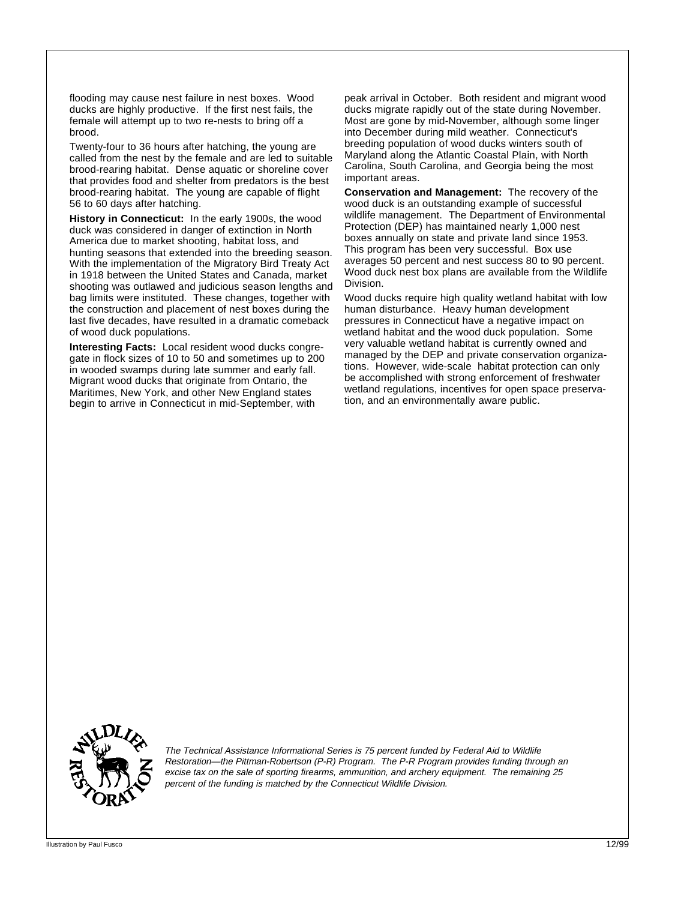flooding may cause nest failure in nest boxes. Wood ducks are highly productive. If the first nest fails, the female will attempt up to two re-nests to bring off a brood.

Twenty-four to 36 hours after hatching, the young are called from the nest by the female and are led to suitable brood-rearing habitat. Dense aquatic or shoreline cover that provides food and shelter from predators is the best brood-rearing habitat. The young are capable of flight 56 to 60 days after hatching.

**History in Connecticut:** In the early 1900s, the wood duck was considered in danger of extinction in North America due to market shooting, habitat loss, and hunting seasons that extended into the breeding season. With the implementation of the Migratory Bird Treaty Act in 1918 between the United States and Canada, market shooting was outlawed and judicious season lengths and bag limits were instituted. These changes, together with the construction and placement of nest boxes during the last five decades, have resulted in a dramatic comeback of wood duck populations.

**Interesting Facts:** Local resident wood ducks congregate in flock sizes of 10 to 50 and sometimes up to 200 in wooded swamps during late summer and early fall. Migrant wood ducks that originate from Ontario, the Maritimes, New York, and other New England states begin to arrive in Connecticut in mid-September, with peak arrival in October. Both resident and migrant wood ducks migrate rapidly out of the state during November. Most are gone by mid-November, although some linger into December during mild weather. Connecticut's breeding population of wood ducks winters south of Maryland along the Atlantic Coastal Plain, with North Carolina, South Carolina, and Georgia being the most important areas.

**Conservation and Management:** The recovery of the wood duck is an outstanding example of successful wildlife management. The Department of Environmental Protection (DEP) has maintained nearly 1,000 nest boxes annually on state and private land since 1953. This program has been very successful. Box use averages 50 percent and nest success 80 to 90 percent. Wood duck nest box plans are available from the Wildlife Division.

Wood ducks require high quality wetland habitat with low human disturbance. Heavy human development pressures in Connecticut have a negative impact on wetland habitat and the wood duck population. Some very valuable wetland habitat is currently owned and managed by the DEP and private conservation organizations. However, wide-scale habitat protection can only be accomplished with strong enforcement of freshwater wetland regulations, incentives for open space preservation, and an environmentally aware public.

WILDLIFE RESTORATION

*The Technical Assistance Informational Series is 75 percent funded by Federal Aid to Wildlife Restoration—the Pittman-Robertson (P-R) Program. The P-R Program provides funding through an excise tax on the sale of sporting firearms, ammunition, and archery equipment. The remaining 25 percent of the funding is matched by the Connecticut Wildlife Division.*

Illustration by Paul Fusco

12/99